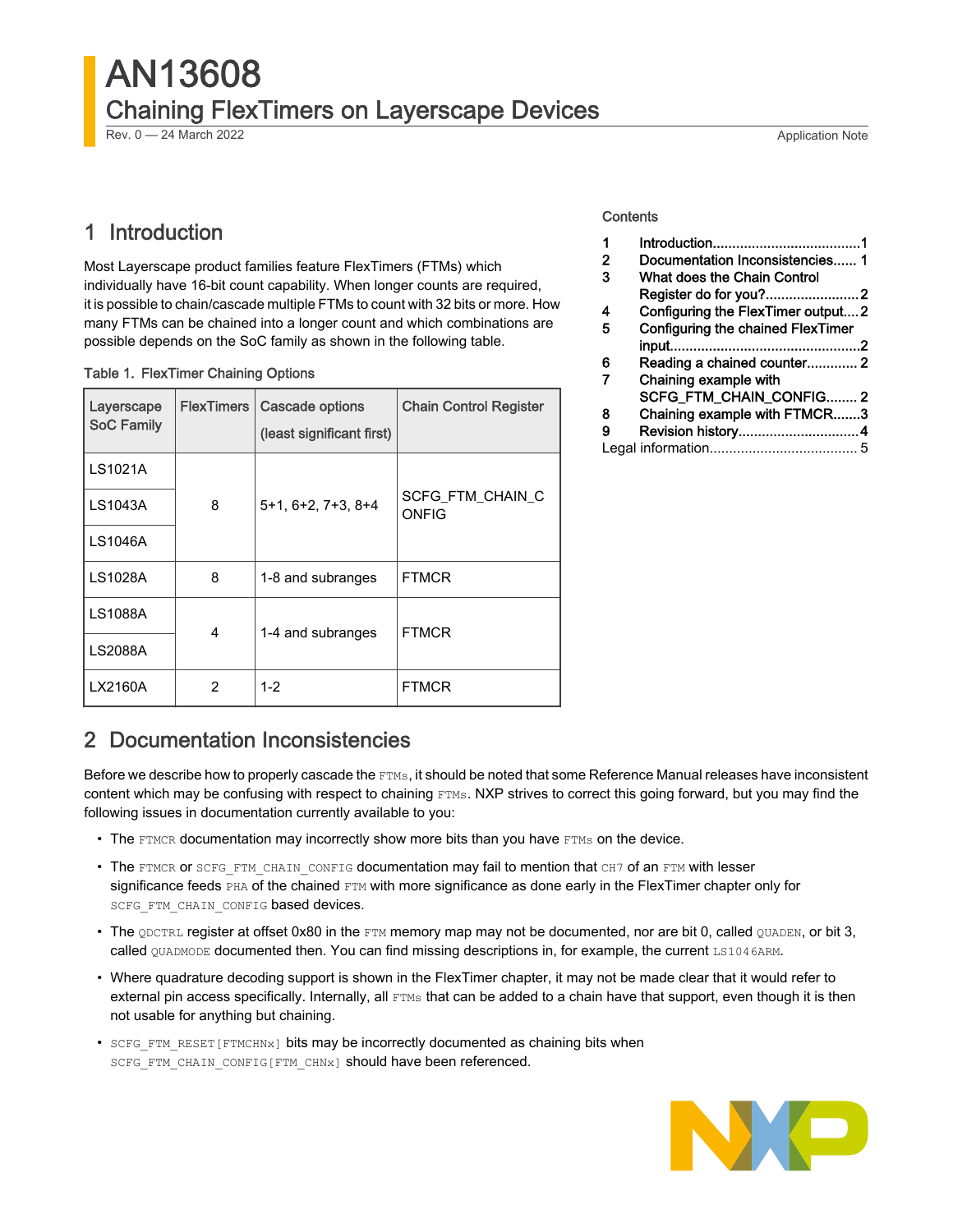# AN13608

## Chaining FlexTimers on Layerscape Devices

Rev. 0 — 24 March 2022

Application Note

Contents

| | | |
|---|---|---|
| 1 | Introduction | 1 |
| 2 | Documentation Inconsistencies | 1 |
| 3 | What does the Chain Control Register do for you? | 2 |
| 4 | Configuring the FlexTimer output | 2 |
| 5 | Configuring the chained FlexTimer input | 2 |
| 6 | Reading a chained counter | 2 |
| 7 | Chaining example with SCFG_FTM_CHAIN_CONFIG | 2 |
| 8 | Chaining example with FTMCR | 3 |
| 9 | Revision history | 4 |
| | Legal information | 5 |

## 1 Introduction

Most Layerscape product families feature FlexTimers (FTMs) which individually have 16-bit count capability. When longer counts are required, it is possible to chain/cascade multiple FTMs to count with 32 bits or more. How many FTMs can be chained into a longer count and which combinations are possible depends on the SoC family as shown in the following table.

Table 1. FlexTimer Chaining Options

| Layerscape SoC Family | FlexTimers | Cascade options (least significant first) | Chain Control Register |
|---|---|---|---|
| LS1021A | 8 | 5+1, 6+2, 7+3, 8+4 | SCFG_FTM_CHAIN_CONFIG |
| LS1043A | | | |
| LS1046A | | | |
| LS1028A | 8 | 1-8 and subranges | FTMCR |
| LS1088A | 4 | 1-4 and subranges | FTMCR |
| LS2088A | | | |
| LX2160A | 2 | 1-2 | FTMCR |

## 2 Documentation Inconsistencies

Before we describe how to properly cascade the FTMs, it should be noted that some Reference Manual releases have inconsistent content which may be confusing with respect to chaining FTMs. NXP strives to correct this going forward, but you may find the following issues in documentation currently available to you:

- The FTMCR documentation may incorrectly show more bits than you have FTMs on the device.
- The FTMCR or SCFG_FTM_CHAIN_CONFIG documentation may fail to mention that CH7 of an FTM with lesser significance feeds PHA of the chained FTM with more significance as done early in the FlexTimer chapter only for SCFG_FTM_CHAIN_CONFIG based devices.
- The QDCTRL register at offset 0x80 in the FTM memory map may not be documented, nor are bit 0, called QUADEN, or bit 3, called QUADMODE documented then. You can find missing descriptions in, for example, the current LS1046ARM.
- Where quadrature decoding support is shown in the FlexTimer chapter, it may not be made clear that it would refer to external pin access specifically. Internally, all FTMs that can be added to a chain have that support, even though it is then not usable for anything but chaining.
- SCFG_FTM_RESET[FTMCHNx] bits may be incorrectly documented as chaining bits when SCFG_FTM_CHAIN_CONFIG[FTM_CHNx] should have been referenced.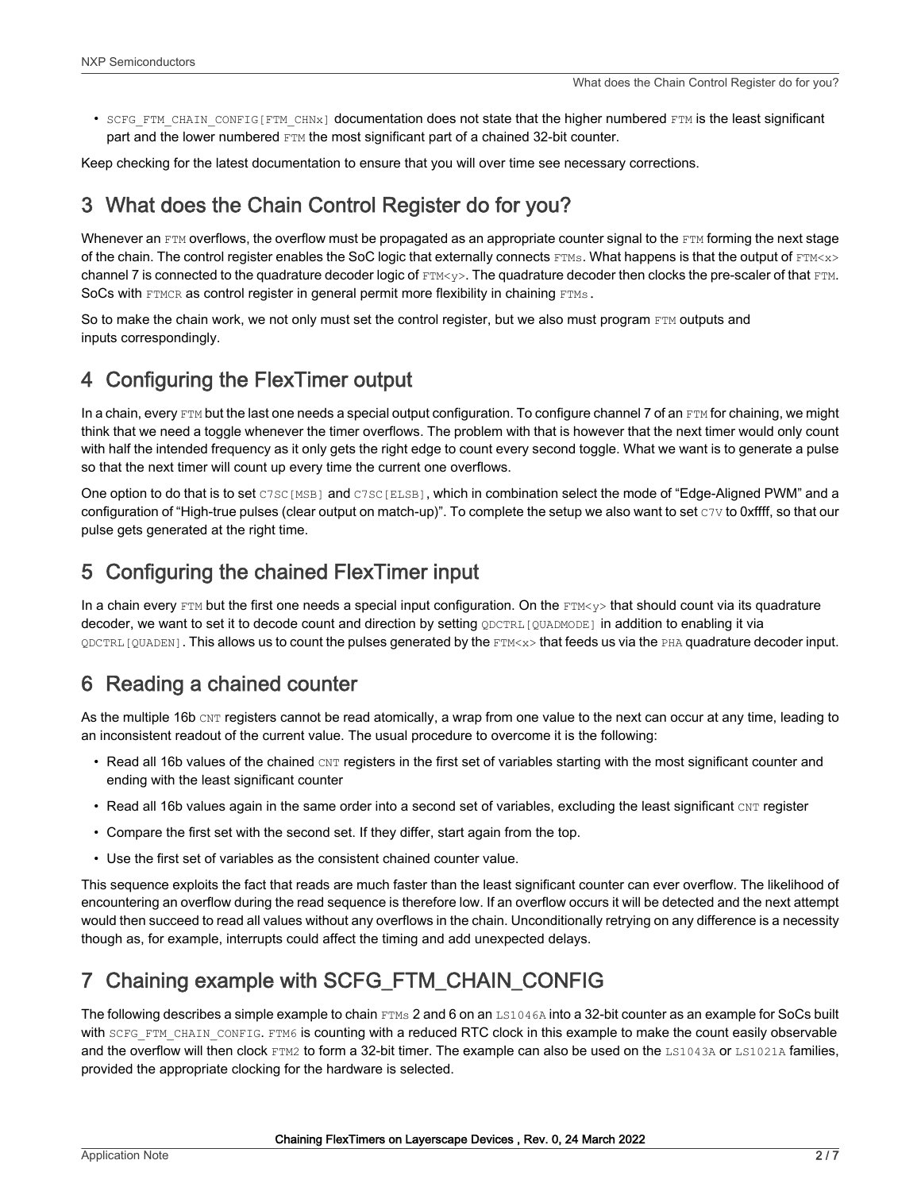- `SCFG_FTM_CHAIN_CONFIG[FTM_CHNx]` documentation does not state that the higher numbered `FTM` is the least significant part and the lower numbered `FTM` the most significant part of a chained 32-bit counter.

Keep checking for the latest documentation to ensure that you will over time see necessary corrections.

## 3 What does the Chain Control Register do for you?

Whenever an `FTM` overflows, the overflow must be propagated as an appropriate counter signal to the `FTM` forming the next stage of the chain. The control register enables the SoC logic that externally connects `FTMs`. What happens is that the output of `FTM<x>` channel 7 is connected to the quadrature decoder logic of `FTM<y>`. The quadrature decoder then clocks the pre-scaler of that `FTM`. SoCs with `FTMCR` as control register in general permit more flexibility in chaining `FTMs`.

So to make the chain work, we not only must set the control register, but we also must program `FTM` outputs and inputs correspondingly.

## 4 Configuring the FlexTimer output

In a chain, every `FTM` but the last one needs a special output configuration. To configure channel 7 of an `FTM` for chaining, we might think that we need a toggle whenever the timer overflows. The problem with that is however that the next timer would only count with half the intended frequency as it only gets the right edge to count every second toggle. What we want is to generate a pulse so that the next timer will count up every time the current one overflows.

One option to do that is to set `C7SC[MSB]` and `C7SC[ELSB]`, which in combination select the mode of "Edge-Aligned PWM" and a configuration of "High-true pulses (clear output on match-up)". To complete the setup we also want to set `C7V` to 0xffff, so that our pulse gets generated at the right time.

## 5 Configuring the chained FlexTimer input

In a chain every `FTM` but the first one needs a special input configuration. On the `FTM<y>` that should count via its quadrature decoder, we want to set it to decode count and direction by setting `QDCTRL[QUADMODE]` in addition to enabling it via `QDCTRL[QUADEN]`. This allows us to count the pulses generated by the `FTM<x>` that feeds us via the `PHA` quadrature decoder input.

## 6 Reading a chained counter

As the multiple 16b `CNT` registers cannot be read atomically, a wrap from one value to the next can occur at any time, leading to an inconsistent readout of the current value. The usual procedure to overcome it is the following:

- Read all 16b values of the chained `CNT` registers in the first set of variables starting with the most significant counter and ending with the least significant counter
- Read all 16b values again in the same order into a second set of variables, excluding the least significant `CNT` register
- Compare the first set with the second set. If they differ, start again from the top.
- Use the first set of variables as the consistent chained counter value.

This sequence exploits the fact that reads are much faster than the least significant counter can ever overflow. The likelihood of encountering an overflow during the read sequence is therefore low. If an overflow occurs it will be detected and the next attempt would then succeed to read all values without any overflows in the chain. Unconditionally retrying on any difference is a necessity though as, for example, interrupts could affect the timing and add unexpected delays.

## 7 Chaining example with SCFG_FTM_CHAIN_CONFIG

The following describes a simple example to chain `FTMs` 2 and 6 on an `LS1046A` into a 32-bit counter as an example for SoCs built with `SCFG_FTM_CHAIN_CONFIG`. `FTM6` is counting with a reduced RTC clock in this example to make the count easily observable and the overflow will then clock `FTM2` to form a 32-bit timer. The example can also be used on the `LS1043A` or `LS1021A` families, provided the appropriate clocking for the hardware is selected.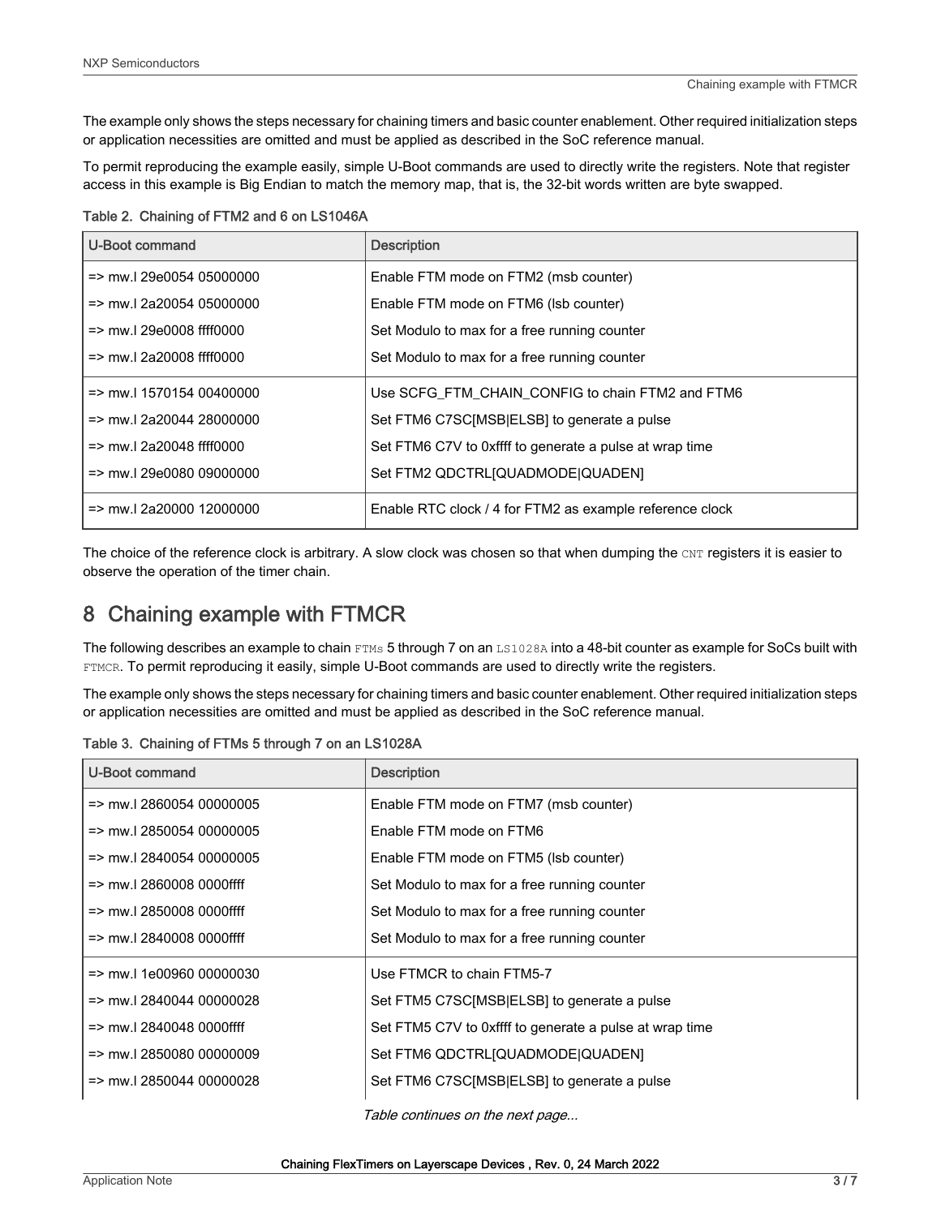The example only shows the steps necessary for chaining timers and basic counter enablement. Other required initialization steps or application necessities are omitted and must be applied as described in the SoC reference manual.

To permit reproducing the example easily, simple U-Boot commands are used to directly write the registers. Note that register access in this example is Big Endian to match the memory map, that is, the 32-bit words written are byte swapped.

Table 2. Chaining of FTM2 and 6 on LS1046A

| U-Boot command | Description |
| --- | --- |
| => mw.l 29e0054 05000000 | Enable FTM mode on FTM2 (msb counter) |
| => mw.l 2a20054 05000000 | Enable FTM mode on FTM6 (lsb counter) |
| => mw.l 29e0008 ffff0000 | Set Modulo to max for a free running counter |
| => mw.l 2a20008 ffff0000 | Set Modulo to max for a free running counter |
| => mw.l 1570154 00400000 | Use SCFG_FTM_CHAIN_CONFIG to chain FTM2 and FTM6 |
| => mw.l 2a20044 28000000 | Set FTM6 C7SC[MSB\|ELSB] to generate a pulse |
| => mw.l 2a20048 ffff0000 | Set FTM6 C7V to 0xffff to generate a pulse at wrap time |
| => mw.l 29e0080 09000000 | Set FTM2 QDCTRL[QUADMODE\|QUADEN] |
| => mw.l 2a20000 12000000 | Enable RTC clock / 4 for FTM2 as example reference clock |

The choice of the reference clock is arbitrary. A slow clock was chosen so that when dumping the CNT registers it is easier to observe the operation of the timer chain.

## 8 Chaining example with FTMCR

The following describes an example to chain FTMs 5 through 7 on an LS1028A into a 48-bit counter as example for SoCs built with FTMCR. To permit reproducing it easily, simple U-Boot commands are used to directly write the registers.

The example only shows the steps necessary for chaining timers and basic counter enablement. Other required initialization steps or application necessities are omitted and must be applied as described in the SoC reference manual.

Table 3. Chaining of FTMs 5 through 7 on an LS1028A

| U-Boot command | Description |
| --- | --- |
| => mw.l 2860054 00000005 | Enable FTM mode on FTM7 (msb counter) |
| => mw.l 2850054 00000005 | Enable FTM mode on FTM6 |
| => mw.l 2840054 00000005 | Enable FTM mode on FTM5 (lsb counter) |
| => mw.l 2860008 0000ffff | Set Modulo to max for a free running counter |
| => mw.l 2850008 0000ffff | Set Modulo to max for a free running counter |
| => mw.l 2840008 0000ffff | Set Modulo to max for a free running counter |
| => mw.l 1e00960 00000030 | Use FTMCR to chain FTM5-7 |
| => mw.l 2840044 00000028 | Set FTM5 C7SC[MSB\|ELSB] to generate a pulse |
| => mw.l 2840048 0000ffff | Set FTM5 C7V to 0xffff to generate a pulse at wrap time |
| => mw.l 2850080 00000009 | Set FTM6 QDCTRL[QUADMODE\|QUADEN] |
| => mw.l 2850044 00000028 | Set FTM6 C7SC[MSB\|ELSB] to generate a pulse |

*Table continues on the next page...*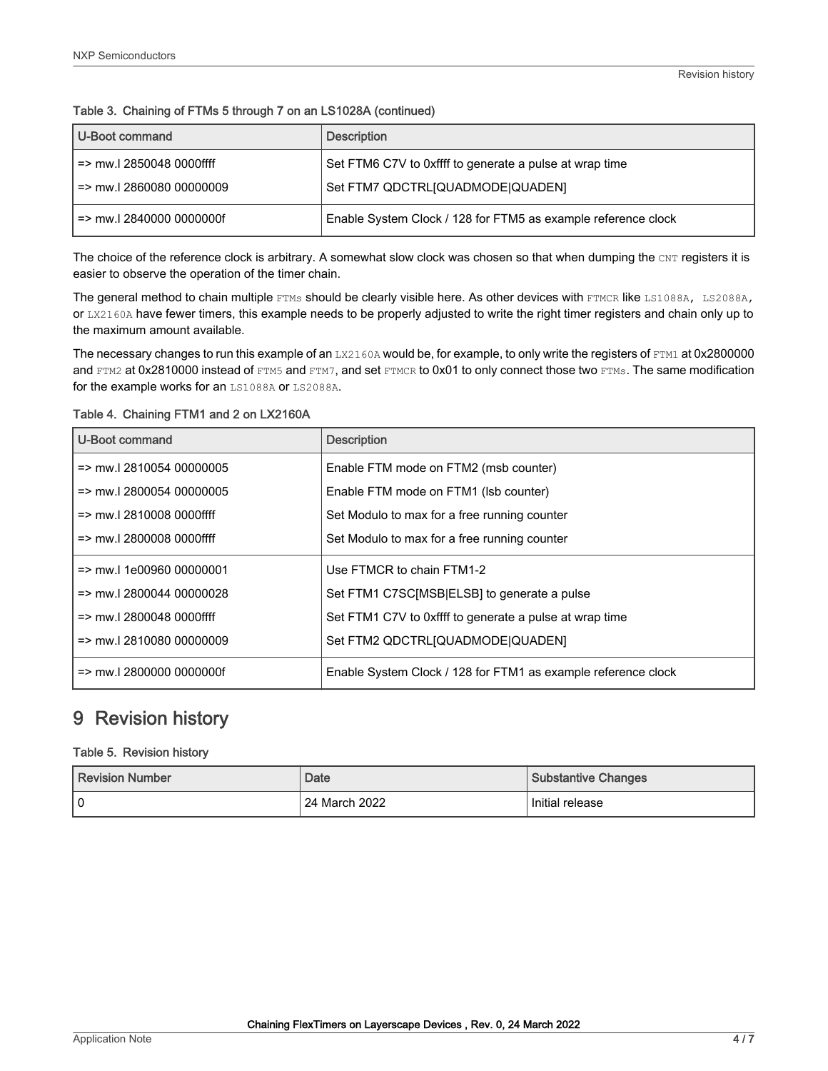Table 3. Chaining of FTMs 5 through 7 on an LS1028A (continued)

| U-Boot command | Description |
| --- | --- |
| => mw.l 2850048 0000ffff<br>=> mw.l 2860080 00000009 | Set FTM6 C7V to 0xffff to generate a pulse at wrap time<br>Set FTM7 QDCTRL[QUADMODE\|QUADEN] |
| => mw.l 2840000 0000000f | Enable System Clock / 128 for FTM5 as example reference clock |

The choice of the reference clock is arbitrary. A somewhat slow clock was chosen so that when dumping the `CNT` registers it is easier to observe the operation of the timer chain.

The general method to chain multiple `FTMs` should be clearly visible here. As other devices with `FTMCR` like `LS1088A, LS2088A,` or `LX2160A` have fewer timers, this example needs to be properly adjusted to write the right timer registers and chain only up to the maximum amount available.

The necessary changes to run this example of an `LX2160A` would be, for example, to only write the registers of `FTM1` at 0x2800000 and `FTM2` at 0x2810000 instead of `FTM5` and `FTM7`, and set `FTMCR` to 0x01 to only connect those two `FTMs`. The same modification for the example works for an `LS1088A` or `LS2088A`.

Table 4. Chaining FTM1 and 2 on LX2160A

| U-Boot command | Description |
| --- | --- |
| => mw.l 2810054 00000005<br>=> mw.l 2800054 00000005<br>=> mw.l 2810008 0000ffff<br>=> mw.l 2800008 0000ffff | Enable FTM mode on FTM2 (msb counter)<br>Enable FTM mode on FTM1 (lsb counter)<br>Set Modulo to max for a free running counter<br>Set Modulo to max for a free running counter |
| => mw.l 1e00960 00000001<br>=> mw.l 2800044 00000028<br>=> mw.l 2800048 0000ffff<br>=> mw.l 2810080 00000009 | Use FTMCR to chain FTM1-2<br>Set FTM1 C7SC[MSB\|ELSB] to generate a pulse<br>Set FTM1 C7V to 0xffff to generate a pulse at wrap time<br>Set FTM2 QDCTRL[QUADMODE\|QUADEN] |
| => mw.l 2800000 0000000f | Enable System Clock / 128 for FTM1 as example reference clock |

# 9 Revision history

Table 5. Revision history

| Revision Number | Date | Substantive Changes |
| --- | --- | --- |
| 0 | 24 March 2022 | Initial release |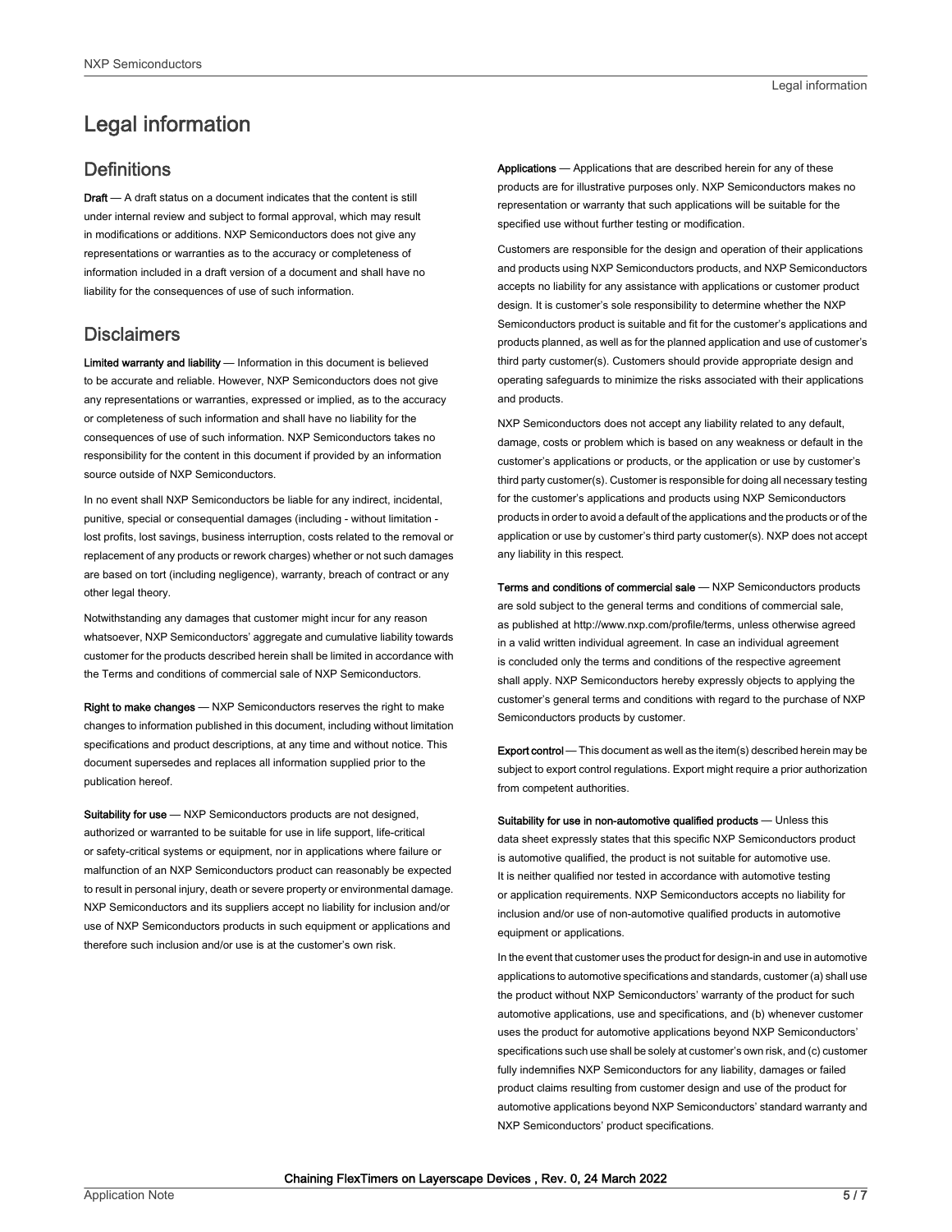# Legal information

## Definitions

**Draft** — A draft status on a document indicates that the content is still under internal review and subject to formal approval, which may result in modifications or additions. NXP Semiconductors does not give any representations or warranties as to the accuracy or completeness of information included in a draft version of a document and shall have no liability for the consequences of use of such information.

## Disclaimers

**Limited warranty and liability** — Information in this document is believed to be accurate and reliable. However, NXP Semiconductors does not give any representations or warranties, expressed or implied, as to the accuracy or completeness of such information and shall have no liability for the consequences of use of such information. NXP Semiconductors takes no responsibility for the content in this document if provided by an information source outside of NXP Semiconductors.

In no event shall NXP Semiconductors be liable for any indirect, incidental, punitive, special or consequential damages (including - without limitation - lost profits, lost savings, business interruption, costs related to the removal or replacement of any products or rework charges) whether or not such damages are based on tort (including negligence), warranty, breach of contract or any other legal theory.

Notwithstanding any damages that customer might incur for any reason whatsoever, NXP Semiconductors' aggregate and cumulative liability towards customer for the products described herein shall be limited in accordance with the Terms and conditions of commercial sale of NXP Semiconductors.

**Right to make changes** — NXP Semiconductors reserves the right to make changes to information published in this document, including without limitation specifications and product descriptions, at any time and without notice. This document supersedes and replaces all information supplied prior to the publication hereof.

**Suitability for use** — NXP Semiconductors products are not designed, authorized or warranted to be suitable for use in life support, life-critical or safety-critical systems or equipment, nor in applications where failure or malfunction of an NXP Semiconductors product can reasonably be expected to result in personal injury, death or severe property or environmental damage. NXP Semiconductors and its suppliers accept no liability for inclusion and/or use of NXP Semiconductors products in such equipment or applications and therefore such inclusion and/or use is at the customer's own risk.

**Applications** — Applications that are described herein for any of these products are for illustrative purposes only. NXP Semiconductors makes no representation or warranty that such applications will be suitable for the specified use without further testing or modification.

Customers are responsible for the design and operation of their applications and products using NXP Semiconductors products, and NXP Semiconductors accepts no liability for any assistance with applications or customer product design. It is customer's sole responsibility to determine whether the NXP Semiconductors product is suitable and fit for the customer's applications and products planned, as well as for the planned application and use of customer's third party customer(s). Customers should provide appropriate design and operating safeguards to minimize the risks associated with their applications and products.

NXP Semiconductors does not accept any liability related to any default, damage, costs or problem which is based on any weakness or default in the customer's applications or products, or the application or use by customer's third party customer(s). Customer is responsible for doing all necessary testing for the customer's applications and products using NXP Semiconductors products in order to avoid a default of the applications and the products or of the application or use by customer's third party customer(s). NXP does not accept any liability in this respect.

**Terms and conditions of commercial sale** — NXP Semiconductors products are sold subject to the general terms and conditions of commercial sale, as published at http://www.nxp.com/profile/terms, unless otherwise agreed in a valid written individual agreement. In case an individual agreement is concluded only the terms and conditions of the respective agreement shall apply. NXP Semiconductors hereby expressly objects to applying the customer's general terms and conditions with regard to the purchase of NXP Semiconductors products by customer.

**Export control** — This document as well as the item(s) described herein may be subject to export control regulations. Export might require a prior authorization from competent authorities.

**Suitability for use in non-automotive qualified products** — Unless this data sheet expressly states that this specific NXP Semiconductors product is automotive qualified, the product is not suitable for automotive use. It is neither qualified nor tested in accordance with automotive testing or application requirements. NXP Semiconductors accepts no liability for inclusion and/or use of non-automotive qualified products in automotive equipment or applications.

In the event that customer uses the product for design-in and use in automotive applications to automotive specifications and standards, customer (a) shall use the product without NXP Semiconductors' warranty of the product for such automotive applications, use and specifications, and (b) whenever customer uses the product for automotive applications beyond NXP Semiconductors' specifications such use shall be solely at customer's own risk, and (c) customer fully indemnifies NXP Semiconductors for any liability, damages or failed product claims resulting from customer design and use of the product for automotive applications beyond NXP Semiconductors' standard warranty and NXP Semiconductors' product specifications.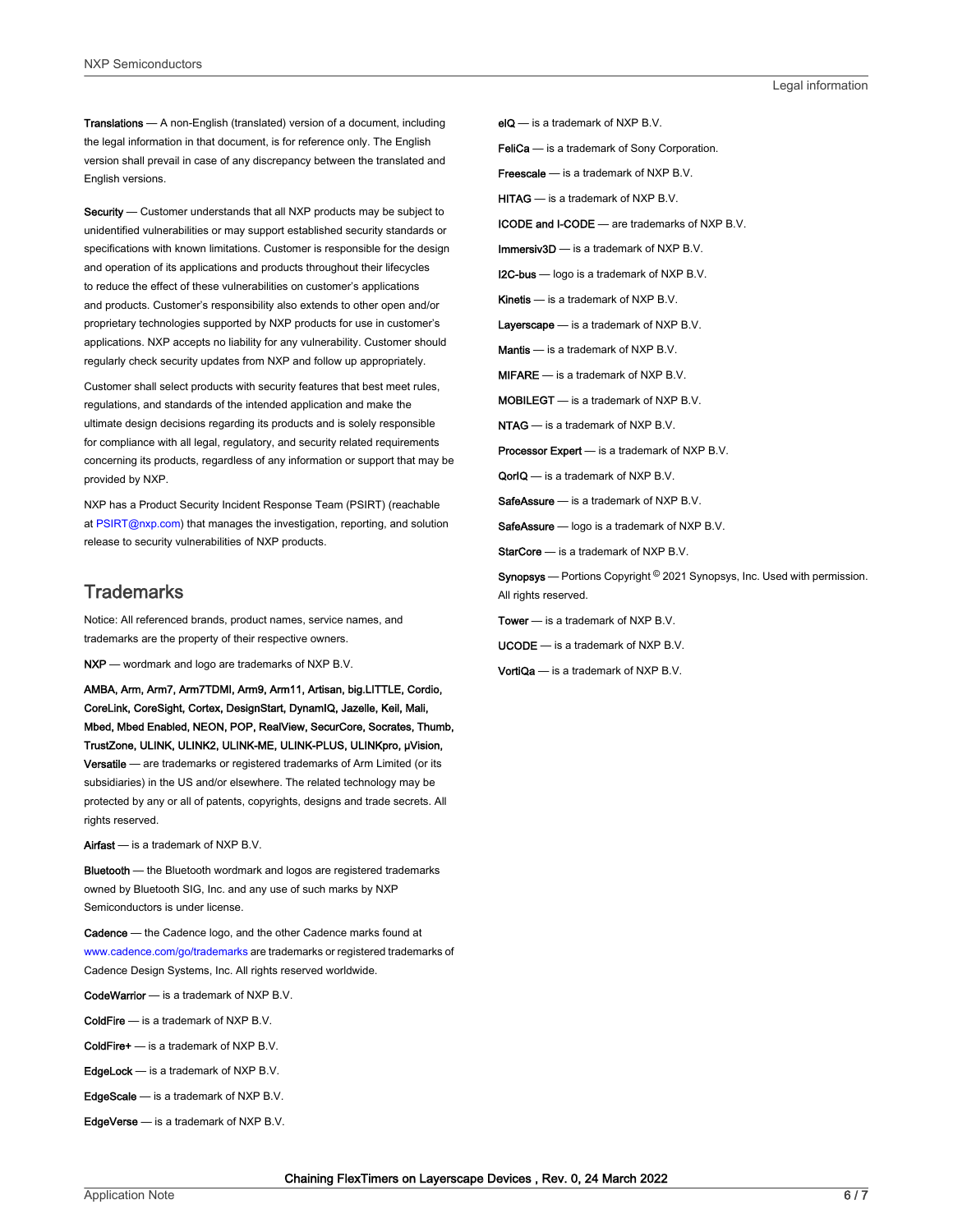**Translations** — A non-English (translated) version of a document, including the legal information in that document, is for reference only. The English version shall prevail in case of any discrepancy between the translated and English versions.

**Security** — Customer understands that all NXP products may be subject to unidentified vulnerabilities or may support established security standards or specifications with known limitations. Customer is responsible for the design and operation of its applications and products throughout their lifecycles to reduce the effect of these vulnerabilities on customer's applications and products. Customer's responsibility also extends to other open and/or proprietary technologies supported by NXP products for use in customer's applications. NXP accepts no liability for any vulnerability. Customer should regularly check security updates from NXP and follow up appropriately.

Customer shall select products with security features that best meet rules, regulations, and standards of the intended application and make the ultimate design decisions regarding its products and is solely responsible for compliance with all legal, regulatory, and security related requirements concerning its products, regardless of any information or support that may be provided by NXP.

NXP has a Product Security Incident Response Team (PSIRT) (reachable at PSIRT@nxp.com) that manages the investigation, reporting, and solution release to security vulnerabilities of NXP products.

## Trademarks

Notice: All referenced brands, product names, service names, and trademarks are the property of their respective owners.

**NXP** — wordmark and logo are trademarks of NXP B.V.

**AMBA, Arm, Arm7, Arm7TDMI, Arm9, Arm11, Artisan, big.LITTLE, Cordio, CoreLink, CoreSight, Cortex, DesignStart, DynamIQ, Jazelle, Keil, Mali, Mbed, Mbed Enabled, NEON, POP, RealView, SecurCore, Socrates, Thumb, TrustZone, ULINK, ULINK2, ULINK-ME, ULINK-PLUS, ULINKpro, μVision, Versatile** — are trademarks or registered trademarks of Arm Limited (or its subsidiaries) in the US and/or elsewhere. The related technology may be protected by any or all of patents, copyrights, designs and trade secrets. All rights reserved.

**Airfast** — is a trademark of NXP B.V.

**Bluetooth** — the Bluetooth wordmark and logos are registered trademarks owned by Bluetooth SIG, Inc. and any use of such marks by NXP Semiconductors is under license.

**Cadence** — the Cadence logo, and the other Cadence marks found at www.cadence.com/go/trademarks are trademarks or registered trademarks of Cadence Design Systems, Inc. All rights reserved worldwide.

**CodeWarrior** — is a trademark of NXP B.V.

**ColdFire** — is a trademark of NXP B.V.

**ColdFire+** — is a trademark of NXP B.V.

**EdgeLock** — is a trademark of NXP B.V.

**EdgeScale** — is a trademark of NXP B.V.

**EdgeVerse** — is a trademark of NXP B.V.

**eIQ** — is a trademark of NXP B.V.

**FeliCa** — is a trademark of Sony Corporation.

**Freescale** — is a trademark of NXP B.V.

**HITAG** — is a trademark of NXP B.V.

**ICODE and I-CODE** — are trademarks of NXP B.V.

**Immersiv3D** — is a trademark of NXP B.V.

**I2C-bus** — logo is a trademark of NXP B.V.

**Kinetis** — is a trademark of NXP B.V.

**Layerscape** — is a trademark of NXP B.V.

**Mantis** — is a trademark of NXP B.V.

**MIFARE** — is a trademark of NXP B.V.

**MOBILEGT** — is a trademark of NXP B.V.

**NTAG** — is a trademark of NXP B.V.

**Processor Expert** — is a trademark of NXP B.V.

**QorIQ** — is a trademark of NXP B.V.

**SafeAssure** — is a trademark of NXP B.V.

**SafeAssure** — logo is a trademark of NXP B.V.

**StarCore** — is a trademark of NXP B.V.

**Synopsys** — Portions Copyright © 2021 Synopsys, Inc. Used with permission. All rights reserved.

**Tower** — is a trademark of NXP B.V.

**UCODE** — is a trademark of NXP B.V.

**VortiQa** — is a trademark of NXP B.V.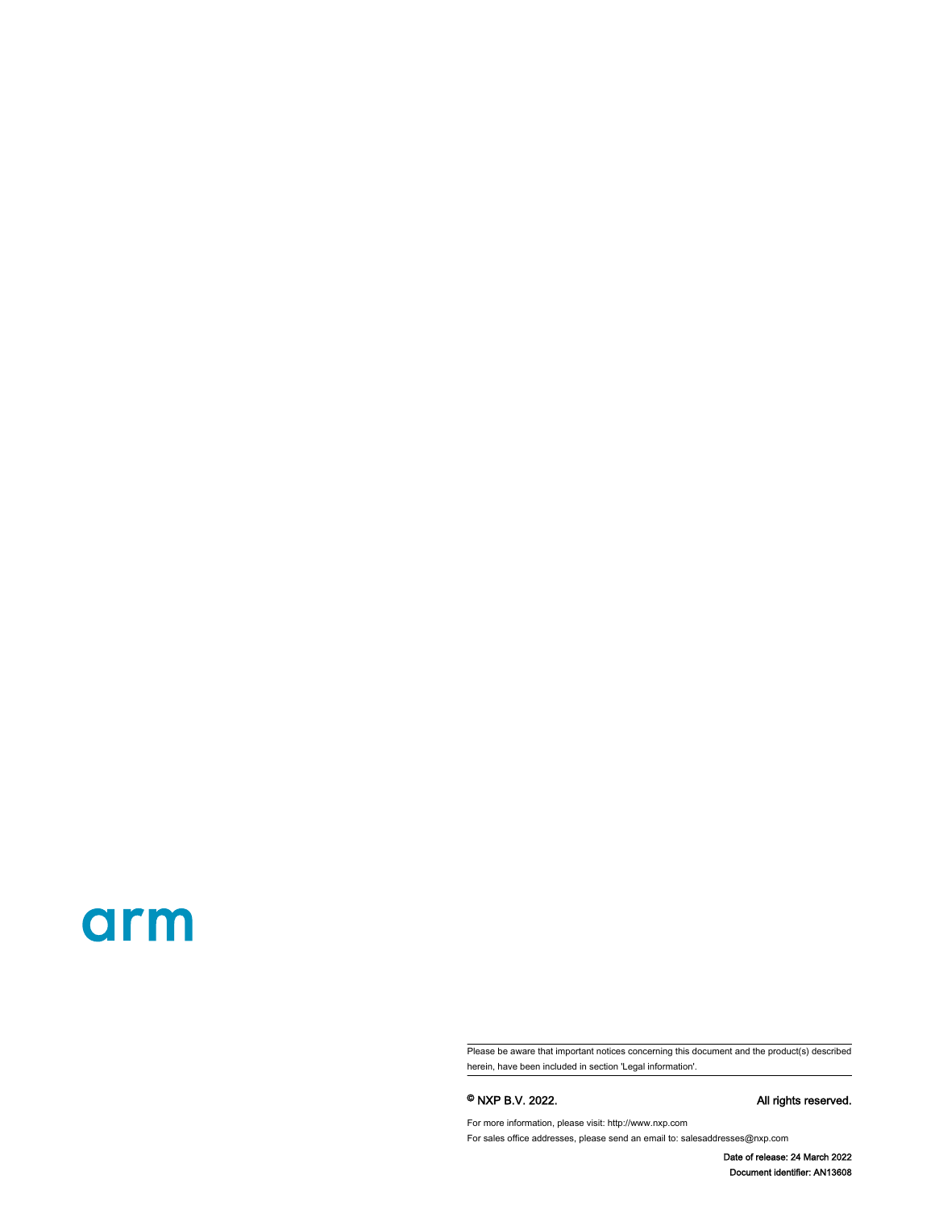arm

Please be aware that important notices concerning this document and the product(s) described herein, have been included in section 'Legal information'.

© NXP B.V. 2022. All rights reserved.

For more information, please visit: http://www.nxp.com

For sales office addresses, please send an email to: salesaddresses@nxp.com

Date of release: 24 March 2022

Document identifier: AN13608